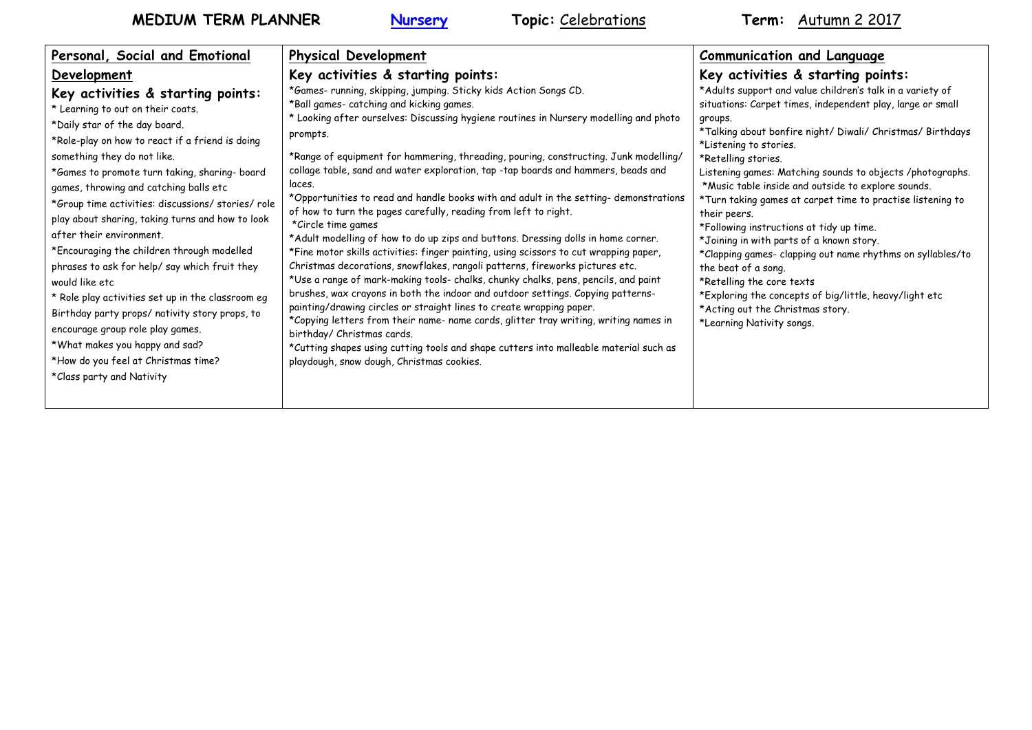**MEDIUM TERM PLANNER** &nbsp;&nbsp; **Nursery** &nbsp;&nbsp; **Topic:** Celebrations &nbsp;&nbsp; **Term:** Autumn 2 2017

| Personal, Social and Emotional Development | Physical Development | Communication and Language |
|---|---|---|
| **Key activities & starting points:**<br>* Learning to out on their coats.<br>*Daily star of the day board.<br>*Role-play on how to react if a friend is doing something they do not like.<br>*Games to promote turn taking, sharing- board games, throwing and catching balls etc<br>*Group time activities: discussions/ stories/ role play about sharing, taking turns and how to look after their environment.<br>*Encouraging the children through modelled phrases to ask for help/ say which fruit they would like etc<br>* Role play activities set up in the classroom eg Birthday party props/ nativity story props, to encourage group role play games.<br>*What makes you happy and sad?<br>*How do you feel at Christmas time?<br>*Class party and Nativity | **Key activities & starting points:**<br>*Games- running, skipping, jumping. Sticky kids Action Songs CD.<br>*Ball games- catching and kicking games.<br>* Looking after ourselves: Discussing hygiene routines in Nursery modelling and photo prompts.<br>*Range of equipment for hammering, threading, pouring, constructing. Junk modelling/ collage table, sand and water exploration, tap -tap boards and hammers, beads and laces.<br>*Opportunities to read and handle books with and adult in the setting- demonstrations of how to turn the pages carefully, reading from left to right.<br>*Circle time games<br>*Adult modelling of how to do up zips and buttons. Dressing dolls in home corner.<br>*Fine motor skills activities: finger painting, using scissors to cut wrapping paper, Christmas decorations, snowflakes, rangoli patterns, fireworks pictures etc.<br>*Use a range of mark-making tools- chalks, chunky chalks, pens, pencils, and paint brushes, wax crayons in both the indoor and outdoor settings. Copying patterns- painting/drawing circles or straight lines to create wrapping paper.<br>*Copying letters from their name- name cards, glitter tray writing, writing names in birthday/ Christmas cards.<br>*Cutting shapes using cutting tools and shape cutters into malleable material such as playdough, snow dough, Christmas cookies. | **Key activities & starting points:**<br>*Adults support and value children's talk in a variety of situations: Carpet times, independent play, large or small groups.<br>*Talking about bonfire night/ Diwali/ Christmas/ Birthdays<br>*Listening to stories.<br>*Retelling stories.<br>Listening games: Matching sounds to objects /photographs.<br>*Music table inside and outside to explore sounds.<br>*Turn taking games at carpet time to practise listening to their peers.<br>*Following instructions at tidy up time.<br>*Joining in with parts of a known story.<br>*Clapping games- clapping out name rhythms on syllables/to the beat of a song.<br>*Retelling the core texts<br>*Exploring the concepts of big/little, heavy/light etc<br>*Acting out the Christmas story.<br>*Learning Nativity songs. |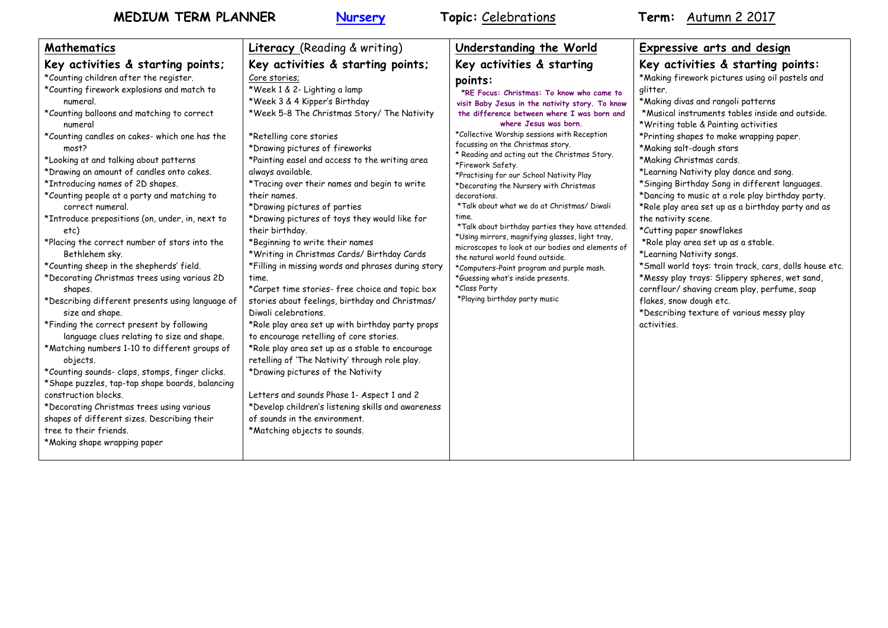# MEDIUM TERM PLANNER

**Nursery** | **Topic:** Celebrations | **Term:** Autumn 2 2017

## Mathematics

### Key activities & starting points;

*Counting children after the register.
*Counting firework explosions and match to numeral.
*Counting balloons and matching to correct numeral
*Counting candles on cakes- which one has the most?
*Looking at and talking about patterns
*Drawing an amount of candles onto cakes.
*Introducing names of 2D shapes.
*Counting people at a party and matching to correct numeral.
*Introduce prepositions (on, under, in, next to etc)
*Placing the correct number of stars into the Bethlehem sky.
*Counting sheep in the shepherds' field.
*Decorating Christmas trees using various 2D shapes.
*Describing different presents using language of size and shape.
*Finding the correct present by following language clues relating to size and shape.
*Matching numbers 1-10 to different groups of objects.
*Counting sounds- claps, stomps, finger clicks.
*Shape puzzles, tap-tap shape boards, balancing construction blocks.
*Decorating Christmas trees using various shapes of different sizes. Describing their tree to their friends.
*Making shape wrapping paper

## Literacy (Reading & writing)

### Key activities & starting points;

Core stories;
*Week 1 & 2- Lighting a lamp
*Week 3 & 4 Kipper's Birthday
*Week 5-8 The Christmas Story/ The Nativity

*Retelling core stories
*Drawing pictures of fireworks
*Painting easel and access to the writing area always available.
*Tracing over their names and begin to write their names.
*Drawing pictures of parties
*Drawing pictures of toys they would like for their birthday.
*Beginning to write their names
*Writing in Christmas Cards/ Birthday Cards
*Filling in missing words and phrases during story time.
*Carpet time stories- free choice and topic box stories about feelings, birthday and Christmas/ Diwali celebrations.
*Role play area set up with birthday party props to encourage retelling of core stories.
*Role play area set up as a stable to encourage retelling of 'The Nativity' through role play.
*Drawing pictures of the Nativity

Letters and sounds Phase 1- Aspect 1 and 2
*Develop children's listening skills and awareness of sounds in the environment.
*Matching objects to sounds.

## Understanding the World

### Key activities & starting points:

**\*RE Focus: Christmas: To know who came to visit Baby Jesus in the nativity story. To know the difference between where I was born and where Jesus was born.**

*Collective Worship sessions with Reception focussing on the Christmas story.
* Reading and acting out the Christmas Story.
*Firework Safety.
*Practising for our School Nativity Play
*Decorating the Nursery with Christmas decorations.
*Talk about what we do at Christmas/ Diwali time.
*Talk about birthday parties they have attended.
*Using mirrors, magnifying glasses, light tray, microscopes to look at our bodies and elements of the natural world found outside.
*Computers-Paint program and purple mash.
*Guessing what's inside presents.
*Class Party
*Playing birthday party music

## Expressive arts and design

### Key activities & starting points:

*Making firework pictures using oil pastels and glitter.
*Making divas and rangoli patterns
*Musical instruments tables inside and outside.
*Writing table & Painting activities
*Printing shapes to make wrapping paper.
*Making salt-dough stars
*Making Christmas cards.
*Learning Nativity play dance and song.
*Singing Birthday Song in different languages.
*Dancing to music at a role play birthday party.
*Role play area set up as a birthday party and as the nativity scene.
*Cutting paper snowflakes
*Role play area set up as a stable.
*Learning Nativity songs.
*Small world toys: train track, cars, dolls house etc.
*Messy play trays: Slippery spheres, wet sand, cornflour/ shaving cream play, perfume, soap flakes, snow dough etc.
*Describing texture of various messy play activities.